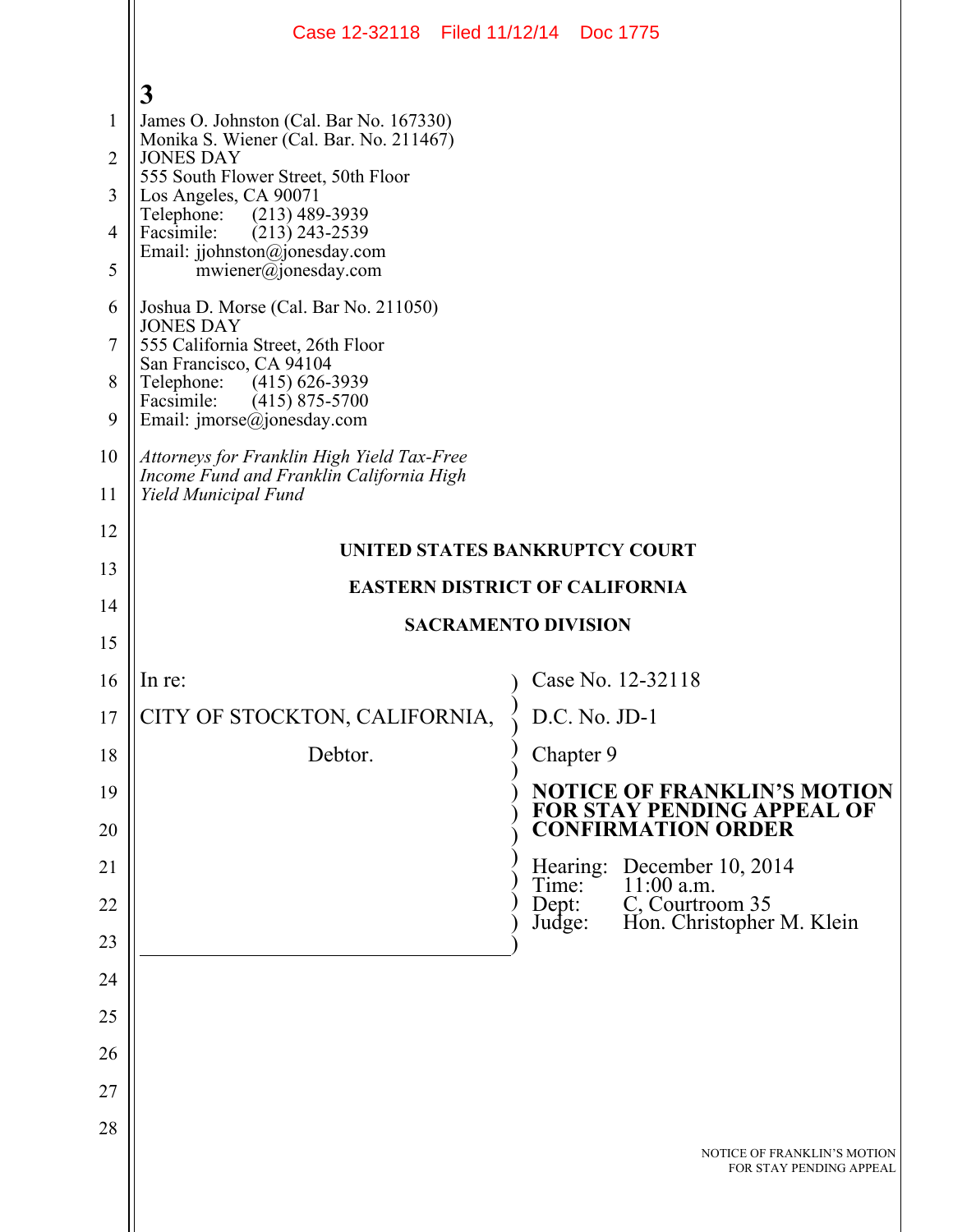3

James O. Johnston (Cal. Bar No. 167330)
Monika S. Wiener (Cal. Bar. No. 211467)
JONES DAY
555 South Flower Street, 50th Floor
Los Angeles, CA 90071
Telephone: (213) 489-3939
Facsimile: (213) 243-2539
Email: jjohnston@jonesday.com
mwiener@jonesday.com

Joshua D. Morse (Cal Bar No. 211050)
JONES DAY
555 California Street, 26th Floor
San Francisco, CA 94104
Telephone: (415) 626-3939
Facsimile: (415) 875-5700
Email: jmorse@jonesday.com

*Attorneys for Franklin High Yield Tax-Free Income Fund and Franklin California High Yield Municipal Fund*

**UNITED STATES BANKRUPTCY COURT**

**EASTERN DISTRICT OF CALIFORNIA**

**SACRAMENTO DIVISION**

| | |
|---|---|
| In re: | Case No. 12-32118 |
| CITY OF STOCKTON, CALIFORNIA, | D.C. No. JD-1 |
| Debtor. | Chapter 9 |
| | **NOTICE OF FRANKLIN'S MOTION FOR STAY PENDING APPEAL OF CONFIRMATION ORDER** |
| | Hearing: December 10, 2014<br>Time: 11:00 a.m.<br>Dept: C, Courtroom 35<br>Judge: Hon. Christopher M. Klein |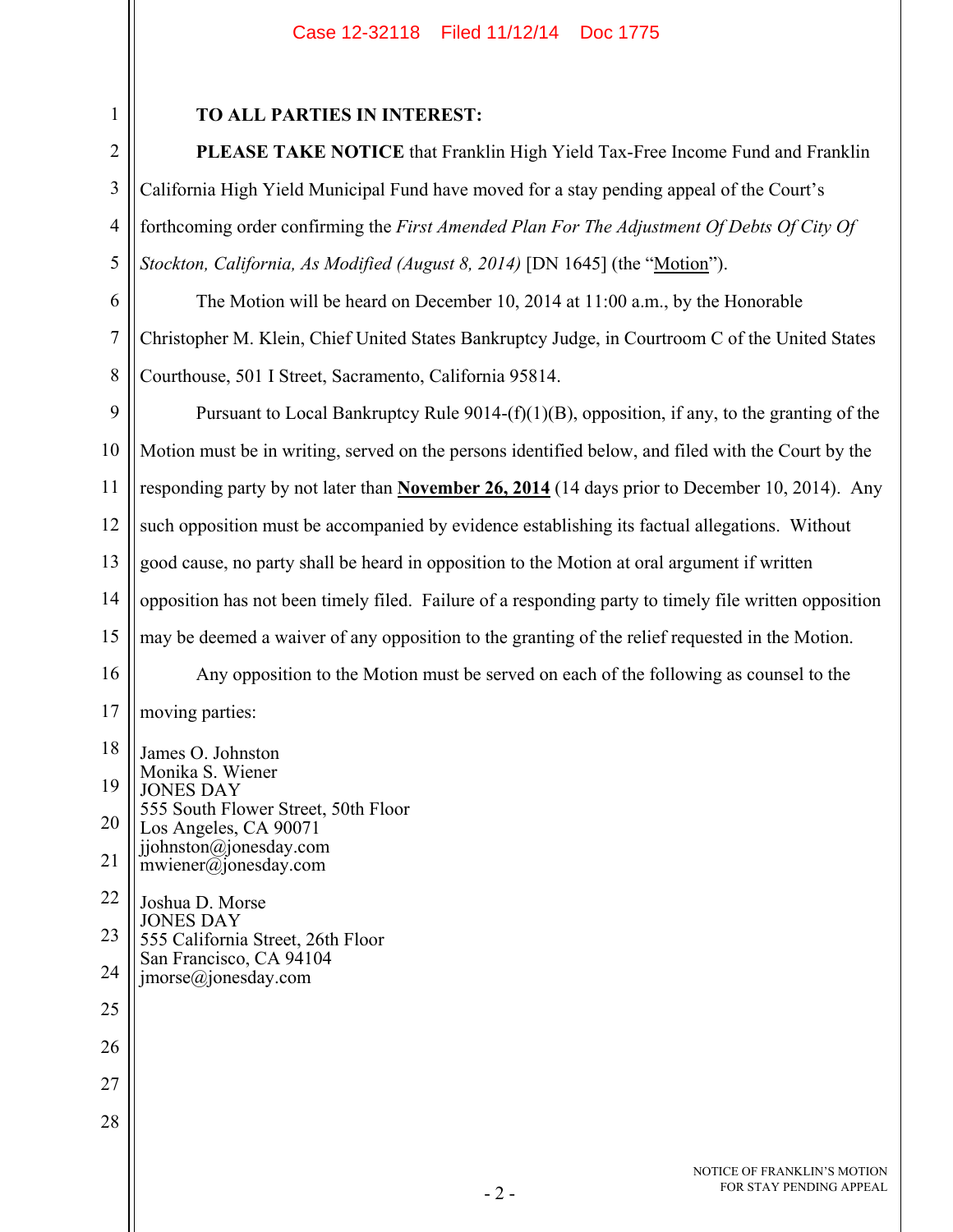**TO ALL PARTIES IN INTEREST:**

**PLEASE TAKE NOTICE** that Franklin High Yield Tax-Free Income Fund and Franklin California High Yield Municipal Fund have moved for a stay pending appeal of the Court's forthcoming order confirming the *First Amended Plan For The Adjustment Of Debts Of City Of Stockton, California, As Modified (August 8, 2014)* [DN 1645] (the "Motion").

The Motion will be heard on December 10, 2014 at 11:00 a.m., by the Honorable Christopher M. Klein, Chief United States Bankruptcy Judge, in Courtroom C of the United States Courthouse, 501 I Street, Sacramento, California 95814.

Pursuant to Local Bankruptcy Rule 9014-(f)(1)(B), opposition, if any, to the granting of the Motion must be in writing, served on the persons identified below, and filed with the Court by the responding party by not later than **November 26, 2014** (14 days prior to December 10, 2014). Any such opposition must be accompanied by evidence establishing its factual allegations. Without good cause, no party shall be heard in opposition to the Motion at oral argument if written opposition has not been timely filed. Failure of a responding party to timely file written opposition may be deemed a waiver of any opposition to the granting of the relief requested in the Motion.

Any opposition to the Motion must be served on each of the following as counsel to the moving parties:

James O. Johnston
Monika S. Wiener
JONES DAY
555 South Flower Street, 50th Floor
Los Angeles, CA 90071
jjohnston@jonesday.com
mwiener@jonesday.com

Joshua D. Morse
JONES DAY
555 California Street, 26th Floor
San Francisco, CA 94104
jmorse@jonesday.com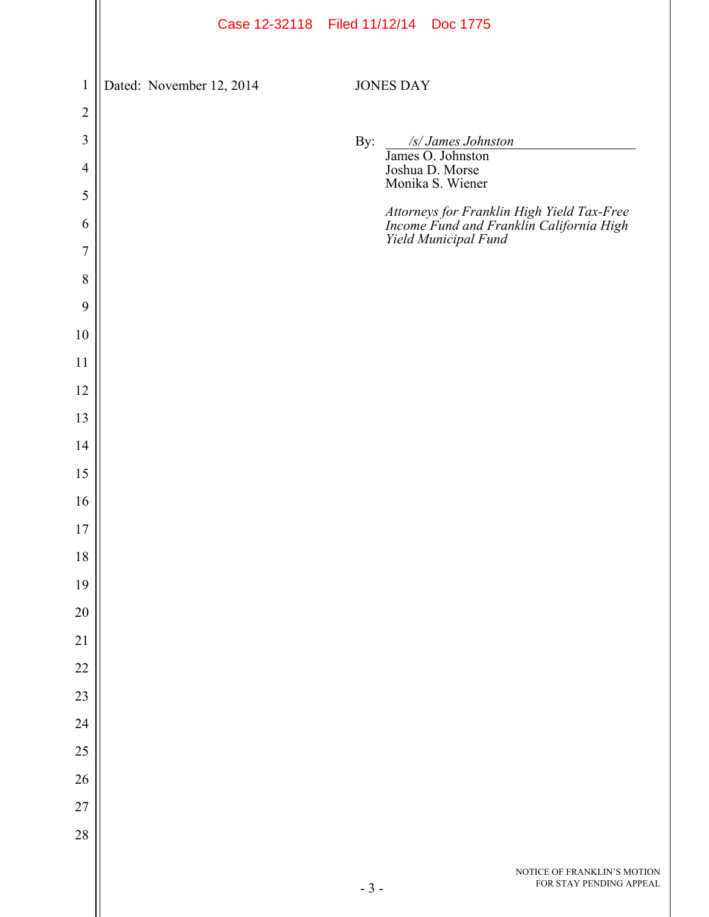Dated: November 12, 2014

JONES DAY

By: */s/ James Johnston*
James O. Johnston
Joshua D. Morse
Monika S. Wiener

*Attorneys for Franklin High Yield Tax-Free Income Fund and Franklin California High Yield Municipal Fund*